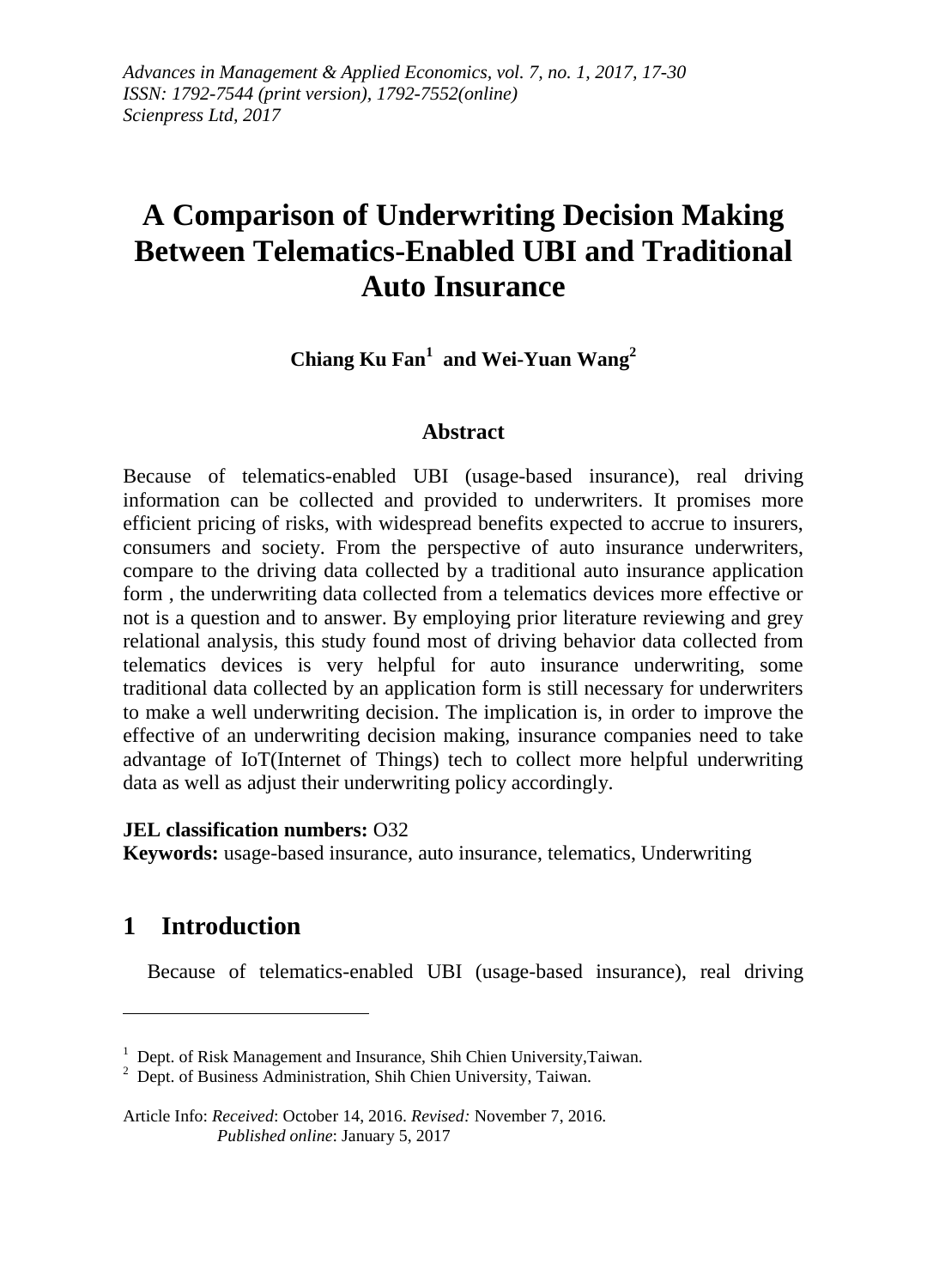*Advances in Management & Applied Economics, vol. 7, no. 1, 2017, 17-30*
*ISSN: 1792-7544 (print version), 1792-7552(online)*
*Scienpress Ltd, 2017*

# A Comparison of Underwriting Decision Making Between Telematics-Enabled UBI and Traditional Auto Insurance

**Chiang Ku Fan[1] and Wei-Yuan Wang[2]**

## Abstract

Because of telematics-enabled UBI (usage-based insurance), real driving information can be collected and provided to underwriters. It promises more efficient pricing of risks, with widespread benefits expected to accrue to insurers, consumers and society. From the perspective of auto insurance underwriters, compare to the driving data collected by a traditional auto insurance application form , the underwriting data collected from a telematics devices more effective or not is a question and to answer. By employing prior literature reviewing and grey relational analysis, this study found most of driving behavior data collected from telematics devices is very helpful for auto insurance underwriting, some traditional data collected by an application form is still necessary for underwriters to make a well underwriting decision. The implication is, in order to improve the effective of an underwriting decision making, insurance companies need to take advantage of IoT(Internet of Things) tech to collect more helpful underwriting data as well as adjust their underwriting policy accordingly.

**JEL classification numbers:** O32
**Keywords:** usage-based insurance, auto insurance, telematics, Underwriting

## 1 Introduction

Because of telematics-enabled UBI (usage-based insurance), real driving

---

[1] Dept. of Risk Management and Insurance, Shih Chien University,Taiwan.
[2] Dept. of Business Administration, Shih Chien University, Taiwan.

Article Info: *Received*: October 14, 2016. *Revised:* November 7, 2016.
*Published online*: January 5, 2017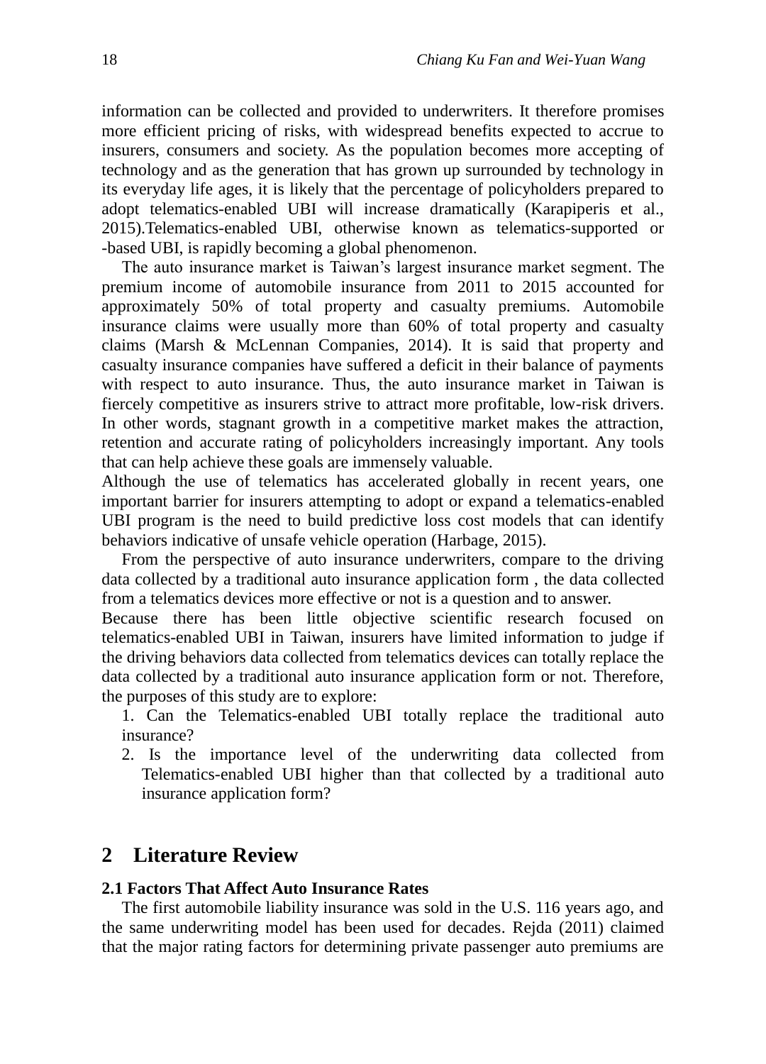information can be collected and provided to underwriters. It therefore promises more efficient pricing of risks, with widespread benefits expected to accrue to insurers, consumers and society. As the population becomes more accepting of technology and as the generation that has grown up surrounded by technology in its everyday life ages, it is likely that the percentage of policyholders prepared to adopt telematics-enabled UBI will increase dramatically (Karapiperis et al., 2015).Telematics-enabled UBI, otherwise known as telematics-supported or -based UBI, is rapidly becoming a global phenomenon.

The auto insurance market is Taiwan's largest insurance market segment. The premium income of automobile insurance from 2011 to 2015 accounted for approximately 50% of total property and casualty premiums. Automobile insurance claims were usually more than 60% of total property and casualty claims (Marsh & McLennan Companies, 2014). It is said that property and casualty insurance companies have suffered a deficit in their balance of payments with respect to auto insurance. Thus, the auto insurance market in Taiwan is fiercely competitive as insurers strive to attract more profitable, low-risk drivers. In other words, stagnant growth in a competitive market makes the attraction, retention and accurate rating of policyholders increasingly important. Any tools that can help achieve these goals are immensely valuable.

Although the use of telematics has accelerated globally in recent years, one important barrier for insurers attempting to adopt or expand a telematics-enabled UBI program is the need to build predictive loss cost models that can identify behaviors indicative of unsafe vehicle operation (Harbage, 2015).

From the perspective of auto insurance underwriters, compare to the driving data collected by a traditional auto insurance application form , the data collected from a telematics devices more effective or not is a question and to answer.

Because there has been little objective scientific research focused on telematics-enabled UBI in Taiwan, insurers have limited information to judge if the driving behaviors data collected from telematics devices can totally replace the data collected by a traditional auto insurance application form or not. Therefore, the purposes of this study are to explore:

1. Can the Telematics-enabled UBI totally replace the traditional auto insurance?
2. Is the importance level of the underwriting data collected from Telematics-enabled UBI higher than that collected by a traditional auto insurance application form?

## 2 Literature Review

### 2.1 Factors That Affect Auto Insurance Rates

The first automobile liability insurance was sold in the U.S. 116 years ago, and the same underwriting model has been used for decades. Rejda (2011) claimed that the major rating factors for determining private passenger auto premiums are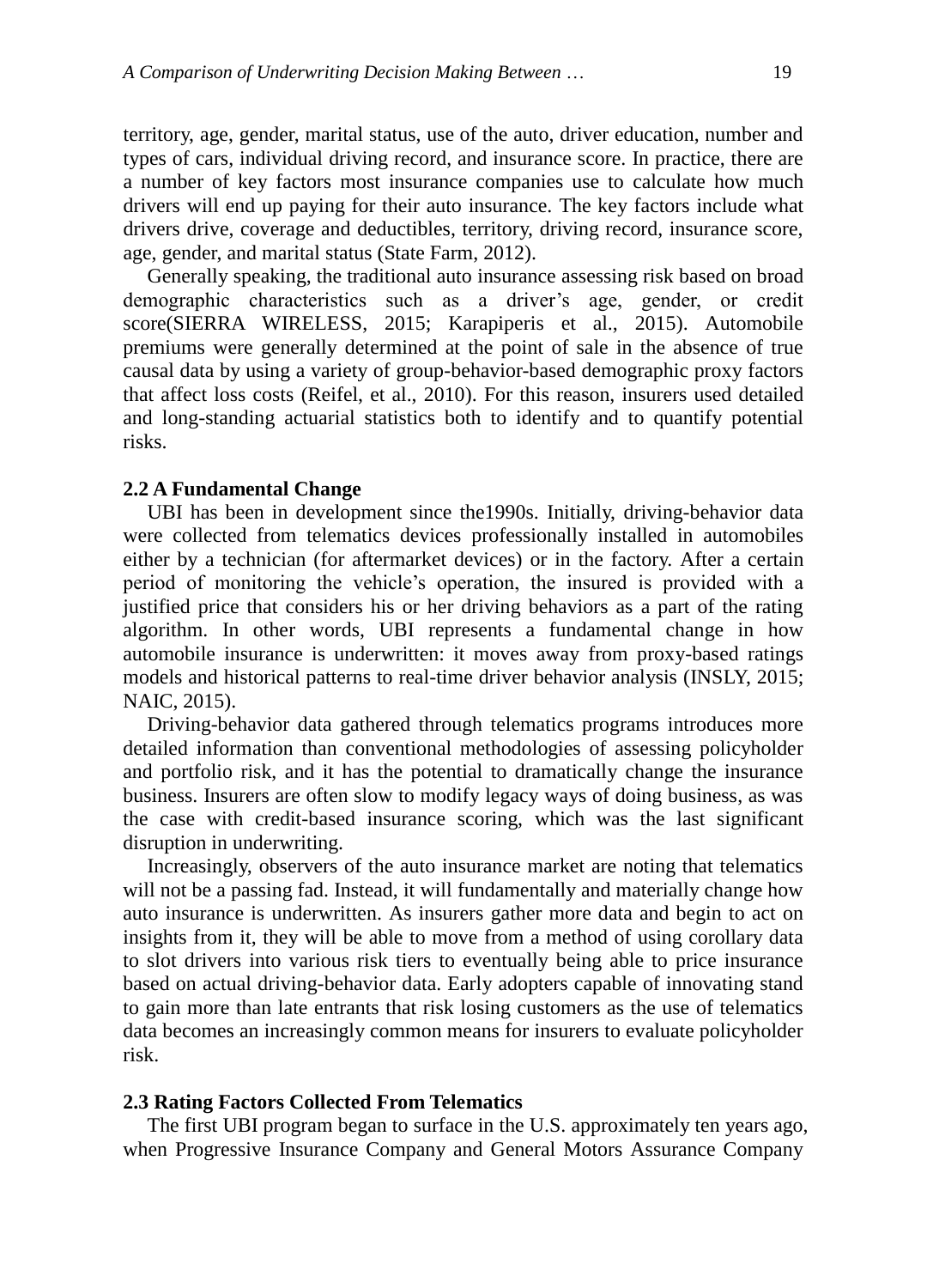territory, age, gender, marital status, use of the auto, driver education, number and types of cars, individual driving record, and insurance score. In practice, there are a number of key factors most insurance companies use to calculate how much drivers will end up paying for their auto insurance. The key factors include what drivers drive, coverage and deductibles, territory, driving record, insurance score, age, gender, and marital status (State Farm, 2012).

Generally speaking, the traditional auto insurance assessing risk based on broad demographic characteristics such as a driver's age, gender, or credit score(SIERRA WIRELESS, 2015; Karapiperis et al., 2015). Automobile premiums were generally determined at the point of sale in the absence of true causal data by using a variety of group-behavior-based demographic proxy factors that affect loss costs (Reifel, et al., 2010). For this reason, insurers used detailed and long-standing actuarial statistics both to identify and to quantify potential risks.

### 2.2 A Fundamental Change

UBI has been in development since the1990s. Initially, driving-behavior data were collected from telematics devices professionally installed in automobiles either by a technician (for aftermarket devices) or in the factory. After a certain period of monitoring the vehicle's operation, the insured is provided with a justified price that considers his or her driving behaviors as a part of the rating algorithm. In other words, UBI represents a fundamental change in how automobile insurance is underwritten: it moves away from proxy-based ratings models and historical patterns to real-time driver behavior analysis (INSLY, 2015; NAIC, 2015).

Driving-behavior data gathered through telematics programs introduces more detailed information than conventional methodologies of assessing policyholder and portfolio risk, and it has the potential to dramatically change the insurance business. Insurers are often slow to modify legacy ways of doing business, as was the case with credit-based insurance scoring, which was the last significant disruption in underwriting.

Increasingly, observers of the auto insurance market are noting that telematics will not be a passing fad. Instead, it will fundamentally and materially change how auto insurance is underwritten. As insurers gather more data and begin to act on insights from it, they will be able to move from a method of using corollary data to slot drivers into various risk tiers to eventually being able to price insurance based on actual driving-behavior data. Early adopters capable of innovating stand to gain more than late entrants that risk losing customers as the use of telematics data becomes an increasingly common means for insurers to evaluate policyholder risk.

### 2.3 Rating Factors Collected From Telematics

The first UBI program began to surface in the U.S. approximately ten years ago, when Progressive Insurance Company and General Motors Assurance Company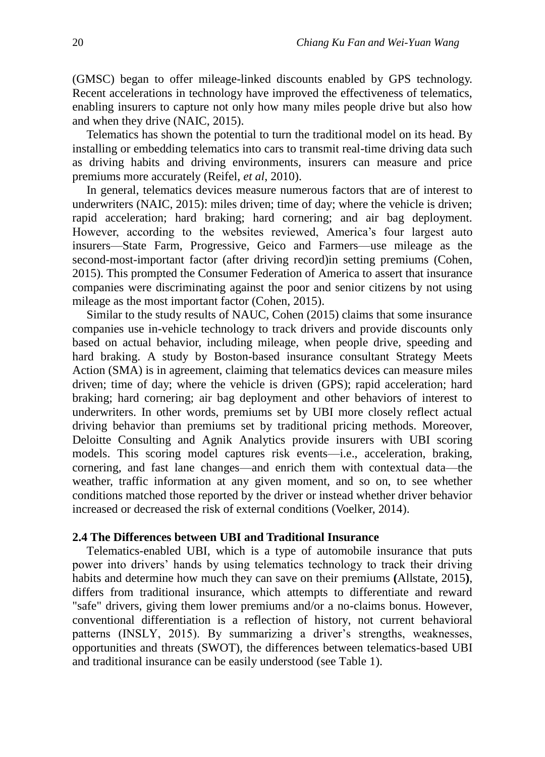(GMSC) began to offer mileage-linked discounts enabled by GPS technology. Recent accelerations in technology have improved the effectiveness of telematics, enabling insurers to capture not only how many miles people drive but also how and when they drive (NAIC, 2015).

Telematics has shown the potential to turn the traditional model on its head. By installing or embedding telematics into cars to transmit real-time driving data such as driving habits and driving environments, insurers can measure and price premiums more accurately (Reifel, *et al*, 2010).

In general, telematics devices measure numerous factors that are of interest to underwriters (NAIC, 2015): miles driven; time of day; where the vehicle is driven; rapid acceleration; hard braking; hard cornering; and air bag deployment. However, according to the websites reviewed, America's four largest auto insurers—State Farm, Progressive, Geico and Farmers—use mileage as the second-most-important factor (after driving record)in setting premiums (Cohen, 2015). This prompted the Consumer Federation of America to assert that insurance companies were discriminating against the poor and senior citizens by not using mileage as the most important factor (Cohen, 2015).

Similar to the study results of NAUC, Cohen (2015) claims that some insurance companies use in-vehicle technology to track drivers and provide discounts only based on actual behavior, including mileage, when people drive, speeding and hard braking. A study by Boston-based insurance consultant Strategy Meets Action (SMA) is in agreement, claiming that telematics devices can measure miles driven; time of day; where the vehicle is driven (GPS); rapid acceleration; hard braking; hard cornering; air bag deployment and other behaviors of interest to underwriters. In other words, premiums set by UBI more closely reflect actual driving behavior than premiums set by traditional pricing methods. Moreover, Deloitte Consulting and Agnik Analytics provide insurers with UBI scoring models. This scoring model captures risk events—i.e., acceleration, braking, cornering, and fast lane changes—and enrich them with contextual data—the weather, traffic information at any given moment, and so on, to see whether conditions matched those reported by the driver or instead whether driver behavior increased or decreased the risk of external conditions (Voelker, 2014).

### 2.4 The Differences between UBI and Traditional Insurance

Telematics-enabled UBI, which is a type of automobile insurance that puts power into drivers' hands by using telematics technology to track their driving habits and determine how much they can save on their premiums **(**Allstate, 2015**)**, differs from traditional insurance, which attempts to differentiate and reward "safe" drivers, giving them lower premiums and/or a no-claims bonus. However, conventional differentiation is a reflection of history, not current behavioral patterns (INSLY, 2015). By summarizing a driver's strengths, weaknesses, opportunities and threats (SWOT), the differences between telematics-based UBI and traditional insurance can be easily understood (see Table 1).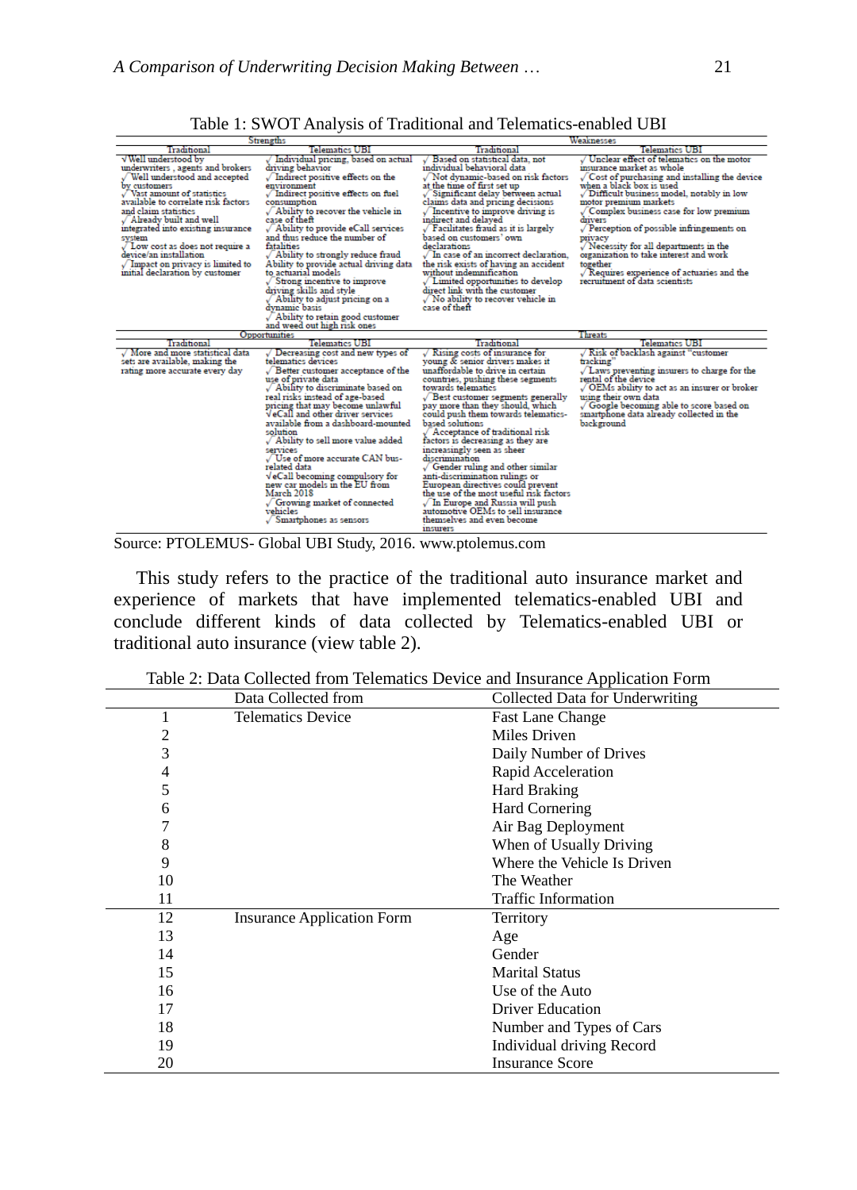Table 1: SWOT Analysis of Traditional and Telematics-enabled UBI

| Strengths | | Weaknesses | |
|---|---|---|---|
| Traditional | Telematics UBI | Traditional | Telematics UBI |
| √Well understood by underwriters , agents and brokers<br>√ Well understood and accepted by customers<br>√ Vast amount of statistics available to correlate risk factors and claim statistics<br>√ Already built and well integrated into existing insurance system<br>√ Low cost as does not require a device/an installation<br>√ Impact on privacy is limited to initial declaration by customer | √ Individual pricing, based on actual driving behavior<br>√ Indirect positive effects on the environment<br>√ Indirect positive effects on fuel consumption<br>√ Ability to recover the vehicle in case of theft<br>√ Ability to provide eCall services and thus reduce the number of fatalities<br>√ Ability to strongly reduce fraud Ability to provide actual driving data to actuarial models<br>√ Strong incentive to improve driving skills and style<br>√ Ability to adjust pricing on a dynamic basis<br>√ Ability to retain good customer and weed out high risk ones | √ Based on statistical data, not individual behavioral data<br>√ Not dynamic-based on risk factors at the time of first set up<br>√ Significant delay between actual claims data and pricing decisions<br>√ Incentive to improve driving is indirect and delayed<br>√ Facilitates fraud as it is largely based on customers' own declarations<br>√ In case of an incorrect declaration, the risk exists of having an accident without indemnification<br>√ Limited opportunities to develop direct link with the customer<br>√ No ability to recover vehicle in case of theft | √ Unclear effect of telematics on the motor insurance market as whole<br>√ Cost of purchasing and installing the device when a black box is used<br>√ Difficult business model, notably in low motor premium markets<br>√ Complex business case for low premium drivers<br>√ Perception of possible infringements on privacy<br>√ Necessity for all departments in the organization to take interest and work together<br>√ Requires experience of actuaries and the recruitment of data scientists |
| **Opportunities** | | **Threats** | |
| Traditional | Telematics UBI | Traditional | Telematics UBI |
| √ More and more statistical data sets are available, making the rating more accurate every day | √ Decreasing cost and new types of telematics devices<br>√ Better customer acceptance of the use of private data<br>√ Ability to discriminate based on real risks instead of age-based pricing that may become unlawful<br>√eCall and other driver services available from a dashboard-mounted solution<br>√ Ability to sell more value added services<br>√ Use of more accurate CAN bus-related data<br>√eCall becoming compulsory for new car models in the EU from March 2018<br>√ Growing market of connected vehicles<br>√ Smartphones as sensors | √ Rising costs of insurance for young & senior drivers makes it unaffordable to drive in certain countries, pushing these segments towards telematics<br>√ Best customer segments generally pay more than they should, which could push them towards telematics-based solutions<br>√ Acceptance of traditional risk factors is decreasing as they are increasingly seen as sheer discrimination<br>√ Gender ruling and other similar anti-discrimination rulings or European directives could prevent the use of the most useful risk factors<br>√ In Europe and Russia will push automotive OEMs to sell insurance themselves and even become insurers | √ Risk of backlash against "customer tracking"<br>√ Laws preventing insurers to charge for the rental of the device<br>√ OEMs ability to act as an insurer or broker using their own data<br>√ Google becoming able to score based on smartphone data already collected in the background |

Source: PTOLEMUS- Global UBI Study, 2016. www.ptolemus.com

This study refers to the practice of the traditional auto insurance market and experience of markets that have implemented telematics-enabled UBI and conclude different kinds of data collected by Telematics-enabled UBI or traditional auto insurance (view table 2).

Table 2: Data Collected from Telematics Device and Insurance Application Form

| | Data Collected from | Collected Data for Underwriting |
|---|---|---|
| 1 | Telematics Device | Fast Lane Change |
| 2 | | Miles Driven |
| 3 | | Daily Number of Drives |
| 4 | | Rapid Acceleration |
| 5 | | Hard Braking |
| 6 | | Hard Cornering |
| 7 | | Air Bag Deployment |
| 8 | | When of Usually Driving |
| 9 | | Where the Vehicle Is Driven |
| 10 | | The Weather |
| 11 | | Traffic Information |
| 12 | Insurance Application Form | Territory |
| 13 | | Age |
| 14 | | Gender |
| 15 | | Marital Status |
| 16 | | Use of the Auto |
| 17 | | Driver Education |
| 18 | | Number and Types of Cars |
| 19 | | Individual driving Record |
| 20 | | Insurance Score |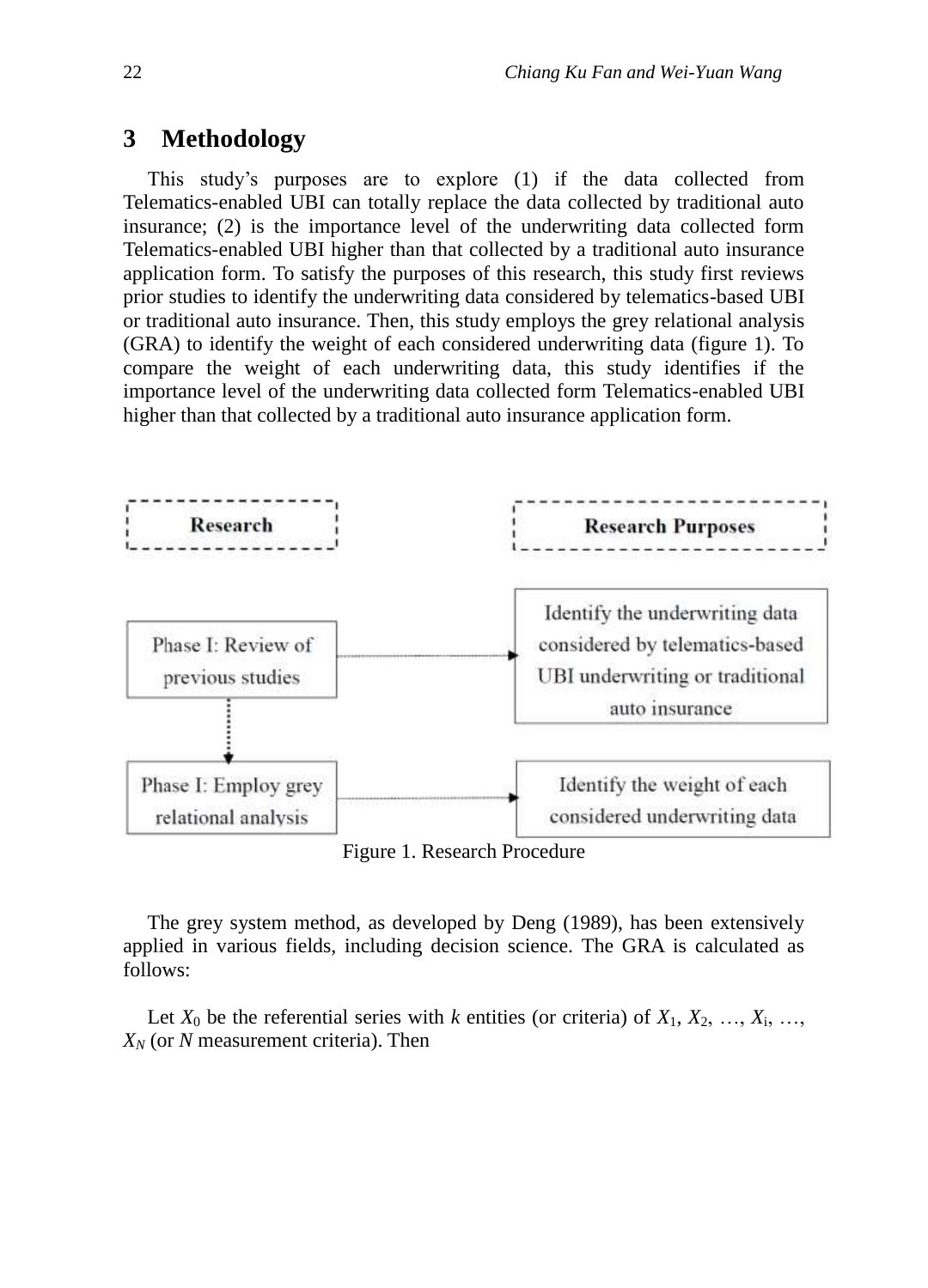## 3 Methodology

This study's purposes are to explore (1) if the data collected from Telematics-enabled UBI can totally replace the data collected by traditional auto insurance; (2) is the importance level of the underwriting data collected form Telematics-enabled UBI higher than that collected by a traditional auto insurance application form. To satisfy the purposes of this research, this study first reviews prior studies to identify the underwriting data considered by telematics-based UBI or traditional auto insurance. Then, this study employs the grey relational analysis (GRA) to identify the weight of each considered underwriting data (figure 1). To compare the weight of each underwriting data, this study identifies if the importance level of the underwriting data collected form Telematics-enabled UBI higher than that collected by a traditional auto insurance application form.

| Research | Research Purposes |
|---|---|
| Phase I: Review of previous studies | Identify the underwriting data considered by telematics-based UBI underwriting or traditional auto insurance |
| Phase I: Employ grey relational analysis | Identify the weight of each considered underwriting data |

Figure 1. Research Procedure

The grey system method, as developed by Deng (1989), has been extensively applied in various fields, including decision science. The GRA is calculated as follows:

Let $X_0$ be the referential series with $k$ entities (or criteria) of $X_1, X_2, \ldots, X_i, \ldots, X_N$ (or $N$ measurement criteria). Then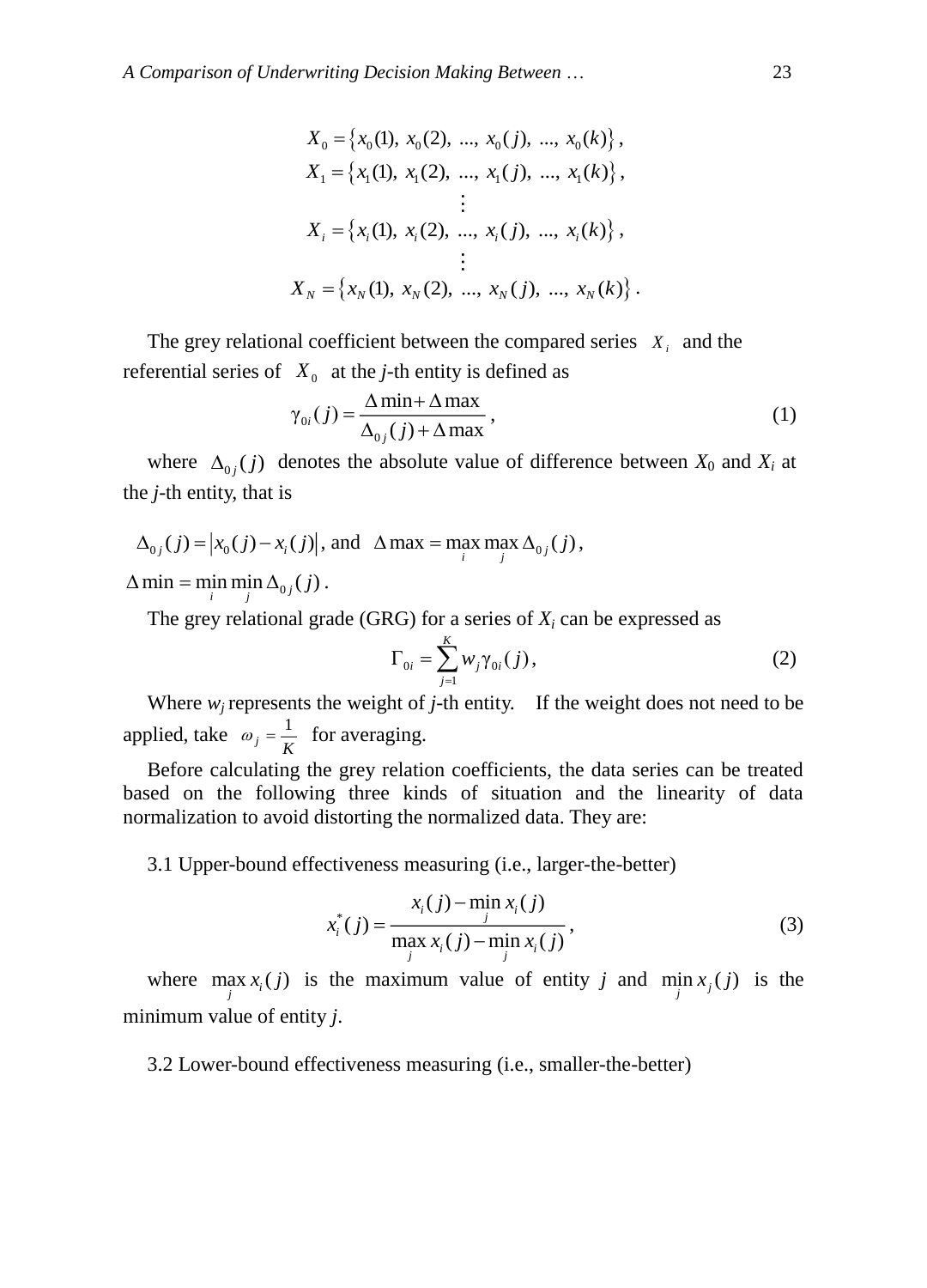$$X_0 = \{x_0(1),\ x_0(2),\ ...,\ x_0(j),\ ...,\ x_0(k)\},$$
$$X_1 = \{x_1(1),\ x_1(2),\ ...,\ x_1(j),\ ...,\ x_1(k)\},$$
$$\vdots$$
$$X_i = \{x_i(1),\ x_i(2),\ ...,\ x_i(j),\ ...,\ x_i(k)\},$$
$$\vdots$$
$$X_N = \{x_N(1),\ x_N(2),\ ...,\ x_N(j),\ ...,\ x_N(k)\}.$$

The grey relational coefficient between the compared series $X_i$ and the referential series of $X_0$ at the *j*-th entity is defined as

$$\gamma_{0i}(j) = \frac{\Delta \min + \Delta \max}{\Delta_{0j}(j) + \Delta \max}, \tag{1}$$

where $\Delta_{0j}(j)$ denotes the absolute value of difference between $X_0$ and $X_i$ at the *j*-th entity, that is

$\Delta_{0j}(j) = |x_0(j) - x_i(j)|$, and $\Delta \max = \max_i \max_j \Delta_{0j}(j)$,

$\Delta \min = \min_i \min_j \Delta_{0j}(j)$.

The grey relational grade (GRG) for a series of $X_i$ can be expressed as

$$\Gamma_{0i} = \sum_{j=1}^{K} w_j \gamma_{0i}(j), \tag{2}$$

Where $w_j$ represents the weight of *j*-th entity. If the weight does not need to be applied, take $\omega_j = \frac{1}{K}$ for averaging.

Before calculating the grey relation coefficients, the data series can be treated based on the following three kinds of situation and the linearity of data normalization to avoid distorting the normalized data. They are:

3.1 Upper-bound effectiveness measuring (i.e., larger-the-better)

$$x_i^*(j) = \frac{x_i(j) - \min_j x_i(j)}{\max_j x_i(j) - \min_j x_i(j)}, \tag{3}$$

where $\max_j x_i(j)$ is the maximum value of entity *j* and $\min_j x_j(j)$ is the minimum value of entity *j*.

3.2 Lower-bound effectiveness measuring (i.e., smaller-the-better)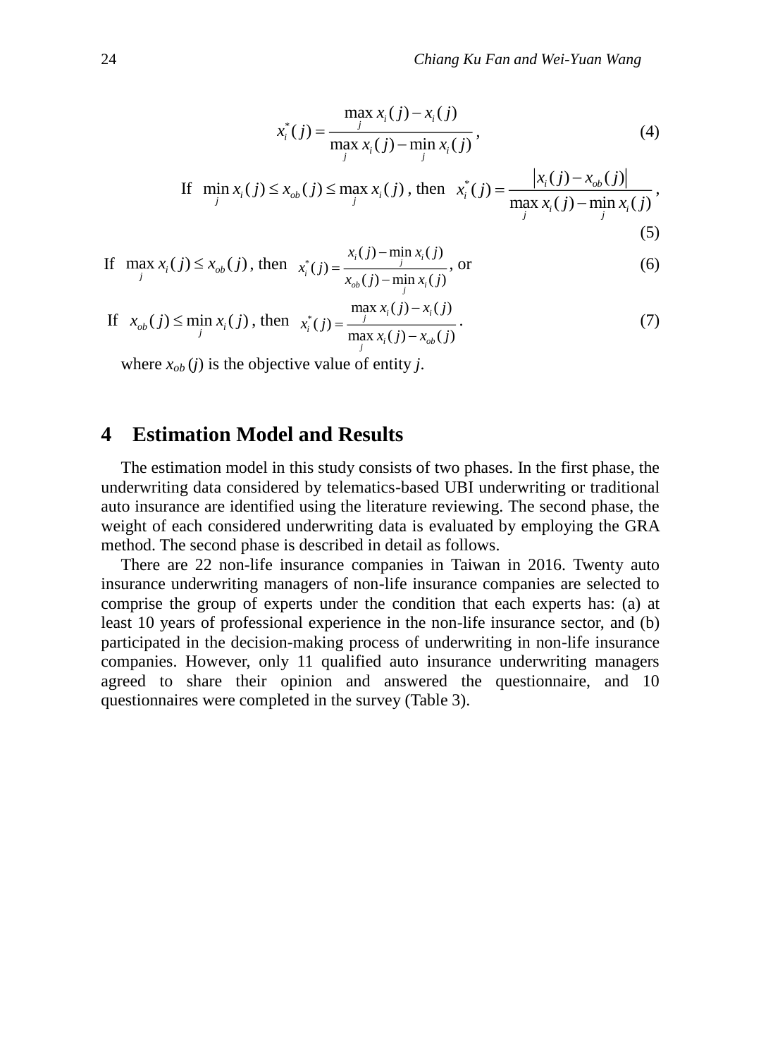$$x_i^*(j) = \frac{\max_j x_i(j) - x_i(j)}{\max_j x_i(j) - \min_j x_i(j)}, \tag{4}$$

If $\min_j x_i(j) \le x_{ob}(j) \le \max_j x_i(j)$, then $x_i^*(j) = \dfrac{|x_i(j) - x_{ob}(j)|}{\max_j x_i(j) - \min_j x_i(j)}$, (5)

If $\max_j x_i(j) \le x_{ob}(j)$, then $x_i^*(j) = \dfrac{x_i(j) - \min_j x_i(j)}{x_{ob}(j) - \min_j x_i(j)}$, or (6)

If $x_{ob}(j) \le \min_j x_i(j)$, then $x_i^*(j) = \dfrac{\max_j x_i(j) - x_i(j)}{\max_j x_i(j) - x_{ob}(j)}$. (7)

where $x_{ob}(j)$ is the objective value of entity $j$.

## 4 Estimation Model and Results

The estimation model in this study consists of two phases. In the first phase, the underwriting data considered by telematics-based UBI underwriting or traditional auto insurance are identified using the literature reviewing. The second phase, the weight of each considered underwriting data is evaluated by employing the GRA method. The second phase is described in detail as follows.

There are 22 non-life insurance companies in Taiwan in 2016. Twenty auto insurance underwriting managers of non-life insurance companies are selected to comprise the group of experts under the condition that each experts has: (a) at least 10 years of professional experience in the non-life insurance sector, and (b) participated in the decision-making process of underwriting in non-life insurance companies. However, only 11 qualified auto insurance underwriting managers agreed to share their opinion and answered the questionnaire, and 10 questionnaires were completed in the survey (Table 3).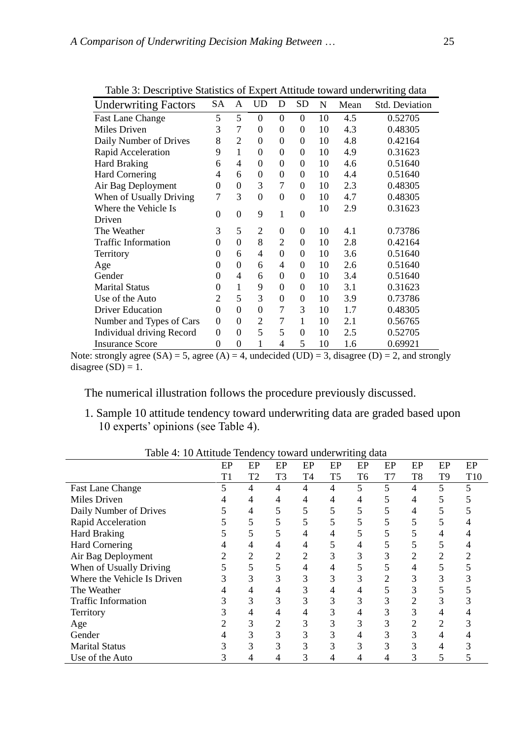Table 3: Descriptive Statistics of Expert Attitude toward underwriting data

| Underwriting Factors | SA | A | UD | D | SD | N | Mean | Std. Deviation |
|---|---|---|---|---|---|---|---|---|
| Fast Lane Change | 5 | 5 | 0 | 0 | 0 | 10 | 4.5 | 0.52705 |
| Miles Driven | 3 | 7 | 0 | 0 | 0 | 10 | 4.3 | 0.48305 |
| Daily Number of Drives | 8 | 2 | 0 | 0 | 0 | 10 | 4.8 | 0.42164 |
| Rapid Acceleration | 9 | 1 | 0 | 0 | 0 | 10 | 4.9 | 0.31623 |
| Hard Braking | 6 | 4 | 0 | 0 | 0 | 10 | 4.6 | 0.51640 |
| Hard Cornering | 4 | 6 | 0 | 0 | 0 | 10 | 4.4 | 0.51640 |
| Air Bag Deployment | 0 | 0 | 3 | 7 | 0 | 10 | 2.3 | 0.48305 |
| When of Usually Driving | 7 | 3 | 0 | 0 | 0 | 10 | 4.7 | 0.48305 |
| Where the Vehicle Is Driven | 0 | 0 | 9 | 1 | 0 | 10 | 2.9 | 0.31623 |
| The Weather | 3 | 5 | 2 | 0 | 0 | 10 | 4.1 | 0.73786 |
| Traffic Information | 0 | 0 | 8 | 2 | 0 | 10 | 2.8 | 0.42164 |
| Territory | 0 | 6 | 4 | 0 | 0 | 10 | 3.6 | 0.51640 |
| Age | 0 | 0 | 6 | 4 | 0 | 10 | 2.6 | 0.51640 |
| Gender | 0 | 4 | 6 | 0 | 0 | 10 | 3.4 | 0.51640 |
| Marital Status | 0 | 1 | 9 | 0 | 0 | 10 | 3.1 | 0.31623 |
| Use of the Auto | 2 | 5 | 3 | 0 | 0 | 10 | 3.9 | 0.73786 |
| Driver Education | 0 | 0 | 0 | 7 | 3 | 10 | 1.7 | 0.48305 |
| Number and Types of Cars | 0 | 0 | 2 | 7 | 1 | 10 | 2.1 | 0.56765 |
| Individual driving Record | 0 | 0 | 5 | 5 | 0 | 10 | 2.5 | 0.52705 |
| Insurance Score | 0 | 0 | 1 | 4 | 5 | 10 | 1.6 | 0.69921 |

Note: strongly agree (SA) = 5, agree (A) = 4, undecided (UD) = 3, disagree (D) = 2, and strongly disagree (SD) = 1.

The numerical illustration follows the procedure previously discussed.

1. Sample 10 attitude tendency toward underwriting data are graded based upon 10 experts' opinions (see Table 4).

Table 4: 10 Attitude Tendency toward underwriting data

| | EPT1 | EPT2 | EPT3 | EPT4 | EPT5 | EPT6 | EPT7 | EPT8 | EPT9 | EPT10 |
|---|---|---|---|---|---|---|---|---|---|---|
| Fast Lane Change | 5 | 4 | 4 | 4 | 4 | 5 | 5 | 4 | 5 | 5 |
| Miles Driven | 4 | 4 | 4 | 4 | 4 | 4 | 5 | 4 | 5 | 5 |
| Daily Number of Drives | 5 | 4 | 5 | 5 | 5 | 5 | 5 | 4 | 5 | 5 |
| Rapid Acceleration | 5 | 5 | 5 | 5 | 5 | 5 | 5 | 5 | 5 | 4 |
| Hard Braking | 5 | 5 | 5 | 4 | 4 | 5 | 5 | 5 | 4 | 4 |
| Hard Cornering | 4 | 4 | 4 | 4 | 5 | 4 | 5 | 5 | 5 | 4 |
| Air Bag Deployment | 2 | 2 | 2 | 2 | 3 | 3 | 3 | 2 | 2 | 2 |
| When of Usually Driving | 5 | 5 | 5 | 4 | 4 | 5 | 5 | 4 | 5 | 5 |
| Where the Vehicle Is Driven | 3 | 3 | 3 | 3 | 3 | 3 | 2 | 3 | 3 | 3 |
| The Weather | 4 | 4 | 4 | 3 | 4 | 4 | 5 | 3 | 5 | 5 |
| Traffic Information | 3 | 3 | 3 | 3 | 3 | 3 | 3 | 2 | 3 | 3 |
| Territory | 3 | 4 | 4 | 4 | 3 | 4 | 3 | 3 | 4 | 4 |
| Age | 2 | 3 | 2 | 3 | 3 | 3 | 3 | 2 | 2 | 3 |
| Gender | 4 | 3 | 3 | 3 | 3 | 4 | 3 | 3 | 4 | 4 |
| Marital Status | 3 | 3 | 3 | 3 | 3 | 3 | 3 | 3 | 4 | 3 |
| Use of the Auto | 3 | 4 | 4 | 3 | 4 | 4 | 4 | 3 | 5 | 5 |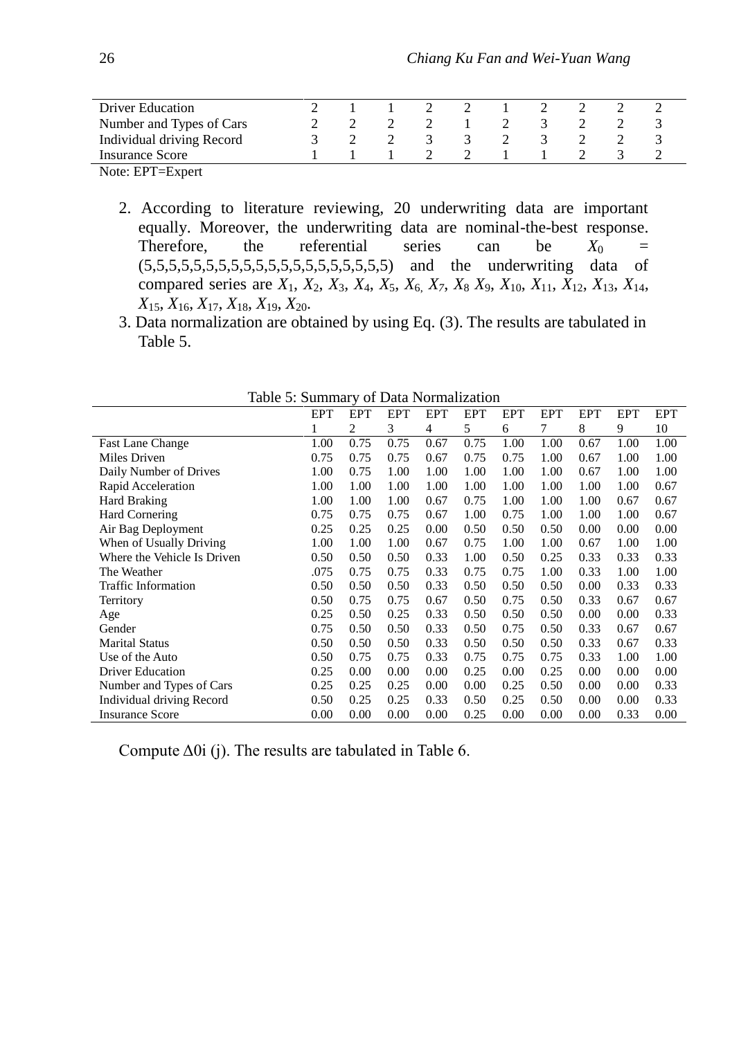| Driver Education | 2 | 1 | 1 | 2 | 2 | 1 | 2 | 2 | 2 | 2 |
|---|---|---|---|---|---|---|---|---|---|---|
| Number and Types of Cars | 2 | 2 | 2 | 2 | 1 | 2 | 3 | 2 | 2 | 3 |
| Individual driving Record | 3 | 2 | 2 | 3 | 3 | 2 | 3 | 2 | 2 | 3 |
| Insurance Score | 1 | 1 | 1 | 2 | 2 | 1 | 1 | 2 | 3 | 2 |

Note: EPT=Expert

2. According to literature reviewing, 20 underwriting data are important equally. Moreover, the underwriting data are nominal-the-best response. Therefore, the referential series can be $X_0$ = (5,5,5,5,5,5,5,5,5,5,5,5,5,5,5,5,5,5,5,5) and the underwriting data of compared series are $X_1$, $X_2$, $X_3$, $X_4$, $X_5$, $X_6$, $X_7$, $X_8$ $X_9$, $X_{10}$, $X_{11}$, $X_{12}$, $X_{13}$, $X_{14}$, $X_{15}$, $X_{16}$, $X_{17}$, $X_{18}$, $X_{19}$, $X_{20}$.
3. Data normalization are obtained by using Eq. (3). The results are tabulated in Table 5.

Table 5: Summary of Data Normalization

| | EPT 1 | EPT 2 | EPT 3 | EPT 4 | EPT 5 | EPT 6 | EPT 7 | EPT 8 | EPT 9 | EPT 10 |
|---|---|---|---|---|---|---|---|---|---|---|
| Fast Lane Change | 1.00 | 0.75 | 0.75 | 0.67 | 0.75 | 1.00 | 1.00 | 0.67 | 1.00 | 1.00 |
| Miles Driven | 0.75 | 0.75 | 0.75 | 0.67 | 0.75 | 0.75 | 1.00 | 0.67 | 1.00 | 1.00 |
| Daily Number of Drives | 1.00 | 0.75 | 1.00 | 1.00 | 1.00 | 1.00 | 1.00 | 0.67 | 1.00 | 1.00 |
| Rapid Acceleration | 1.00 | 1.00 | 1.00 | 1.00 | 1.00 | 1.00 | 1.00 | 1.00 | 1.00 | 0.67 |
| Hard Braking | 1.00 | 1.00 | 1.00 | 0.67 | 0.75 | 1.00 | 1.00 | 1.00 | 0.67 | 0.67 |
| Hard Cornering | 0.75 | 0.75 | 0.75 | 0.67 | 1.00 | 0.75 | 1.00 | 1.00 | 1.00 | 0.67 |
| Air Bag Deployment | 0.25 | 0.25 | 0.25 | 0.00 | 0.50 | 0.50 | 0.50 | 0.00 | 0.00 | 0.00 |
| When of Usually Driving | 1.00 | 1.00 | 1.00 | 0.67 | 0.75 | 1.00 | 1.00 | 0.67 | 1.00 | 1.00 |
| Where the Vehicle Is Driven | 0.50 | 0.50 | 0.50 | 0.33 | 1.00 | 0.50 | 0.25 | 0.33 | 0.33 | 0.33 |
| The Weather | .075 | 0.75 | 0.75 | 0.33 | 0.75 | 0.75 | 1.00 | 0.33 | 1.00 | 1.00 |
| Traffic Information | 0.50 | 0.50 | 0.50 | 0.33 | 0.50 | 0.50 | 0.50 | 0.00 | 0.33 | 0.33 |
| Territory | 0.50 | 0.75 | 0.75 | 0.67 | 0.50 | 0.75 | 0.50 | 0.33 | 0.67 | 0.67 |
| Age | 0.25 | 0.50 | 0.25 | 0.33 | 0.50 | 0.50 | 0.50 | 0.00 | 0.00 | 0.33 |
| Gender | 0.75 | 0.50 | 0.50 | 0.33 | 0.50 | 0.75 | 0.50 | 0.33 | 0.67 | 0.67 |
| Marital Status | 0.50 | 0.50 | 0.50 | 0.33 | 0.50 | 0.50 | 0.50 | 0.33 | 0.67 | 0.33 |
| Use of the Auto | 0.50 | 0.75 | 0.75 | 0.33 | 0.75 | 0.75 | 0.75 | 0.33 | 1.00 | 1.00 |
| Driver Education | 0.25 | 0.00 | 0.00 | 0.00 | 0.25 | 0.00 | 0.25 | 0.00 | 0.00 | 0.00 |
| Number and Types of Cars | 0.25 | 0.25 | 0.25 | 0.00 | 0.00 | 0.25 | 0.50 | 0.00 | 0.00 | 0.33 |
| Individual driving Record | 0.50 | 0.25 | 0.25 | 0.33 | 0.50 | 0.25 | 0.50 | 0.00 | 0.00 | 0.33 |
| Insurance Score | 0.00 | 0.00 | 0.00 | 0.00 | 0.25 | 0.00 | 0.00 | 0.00 | 0.33 | 0.00 |

Compute ∆0i (j). The results are tabulated in Table 6.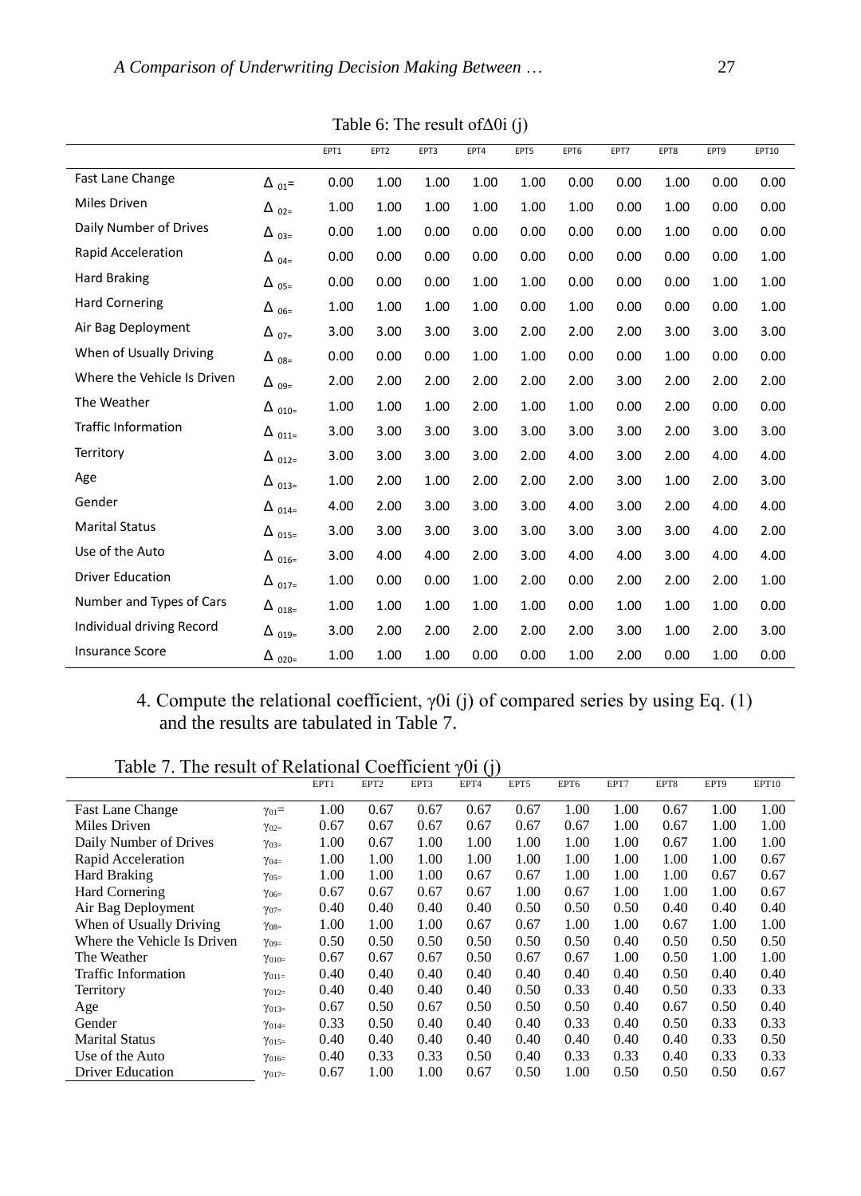Table 6: The result of $\Delta 0i$ (j)

| | | EPT1 | EPT2 | EPT3 | EPT4 | EPT5 | EPT6 | EPT7 | EPT8 | EPT9 | EPT10 |
|---|---|---|---|---|---|---|---|---|---|---|---|
| Fast Lane Change | $\Delta_{01}=$ | 0.00 | 1.00 | 1.00 | 1.00 | 1.00 | 0.00 | 0.00 | 1.00 | 0.00 | 0.00 |
| Miles Driven | $\Delta_{02}=$ | 1.00 | 1.00 | 1.00 | 1.00 | 1.00 | 1.00 | 0.00 | 1.00 | 0.00 | 0.00 |
| Daily Number of Drives | $\Delta_{03}=$ | 0.00 | 1.00 | 0.00 | 0.00 | 0.00 | 0.00 | 0.00 | 1.00 | 0.00 | 0.00 |
| Rapid Acceleration | $\Delta_{04}=$ | 0.00 | 0.00 | 0.00 | 0.00 | 0.00 | 0.00 | 0.00 | 0.00 | 0.00 | 1.00 |
| Hard Braking | $\Delta_{05}=$ | 0.00 | 0.00 | 0.00 | 1.00 | 1.00 | 0.00 | 0.00 | 0.00 | 1.00 | 1.00 |
| Hard Cornering | $\Delta_{06}=$ | 1.00 | 1.00 | 1.00 | 1.00 | 0.00 | 1.00 | 0.00 | 0.00 | 0.00 | 1.00 |
| Air Bag Deployment | $\Delta_{07}=$ | 3.00 | 3.00 | 3.00 | 3.00 | 2.00 | 2.00 | 2.00 | 3.00 | 3.00 | 3.00 |
| When of Usually Driving | $\Delta_{08}=$ | 0.00 | 0.00 | 0.00 | 1.00 | 1.00 | 0.00 | 0.00 | 1.00 | 0.00 | 0.00 |
| Where the Vehicle Is Driven | $\Delta_{09}=$ | 2.00 | 2.00 | 2.00 | 2.00 | 2.00 | 2.00 | 3.00 | 2.00 | 2.00 | 2.00 |
| The Weather | $\Delta_{010}=$ | 1.00 | 1.00 | 1.00 | 2.00 | 1.00 | 1.00 | 0.00 | 2.00 | 0.00 | 0.00 |
| Traffic Information | $\Delta_{011}=$ | 3.00 | 3.00 | 3.00 | 3.00 | 3.00 | 3.00 | 3.00 | 2.00 | 3.00 | 3.00 |
| Territory | $\Delta_{012}=$ | 3.00 | 3.00 | 3.00 | 3.00 | 2.00 | 4.00 | 3.00 | 2.00 | 4.00 | 4.00 |
| Age | $\Delta_{013}=$ | 1.00 | 2.00 | 1.00 | 2.00 | 2.00 | 2.00 | 3.00 | 1.00 | 2.00 | 3.00 |
| Gender | $\Delta_{014}=$ | 4.00 | 2.00 | 3.00 | 3.00 | 3.00 | 4.00 | 3.00 | 2.00 | 4.00 | 4.00 |
| Marital Status | $\Delta_{015}=$ | 3.00 | 3.00 | 3.00 | 3.00 | 3.00 | 3.00 | 3.00 | 3.00 | 4.00 | 2.00 |
| Use of the Auto | $\Delta_{016}=$ | 3.00 | 4.00 | 4.00 | 2.00 | 3.00 | 4.00 | 4.00 | 3.00 | 4.00 | 4.00 |
| Driver Education | $\Delta_{017}=$ | 1.00 | 0.00 | 0.00 | 1.00 | 2.00 | 0.00 | 2.00 | 2.00 | 2.00 | 1.00 |
| Number and Types of Cars | $\Delta_{018}=$ | 1.00 | 1.00 | 1.00 | 1.00 | 1.00 | 0.00 | 1.00 | 1.00 | 1.00 | 0.00 |
| Individual driving Record | $\Delta_{019}=$ | 3.00 | 2.00 | 2.00 | 2.00 | 2.00 | 2.00 | 3.00 | 1.00 | 2.00 | 3.00 |
| Insurance Score | $\Delta_{020}=$ | 1.00 | 1.00 | 1.00 | 0.00 | 0.00 | 1.00 | 2.00 | 0.00 | 1.00 | 0.00 |

4. Compute the relational coefficient, $\gamma 0i$ (j) of compared series by using Eq. (1) and the results are tabulated in Table 7.

Table 7. The result of Relational Coefficient $\gamma 0i$ (j)

| | | EPT1 | EPT2 | EPT3 | EPT4 | EPT5 | EPT6 | EPT7 | EPT8 | EPT9 | EPT10 |
|---|---|---|---|---|---|---|---|---|---|---|---|
| Fast Lane Change | $\gamma_{01}=$ | 1.00 | 0.67 | 0.67 | 0.67 | 0.67 | 1.00 | 1.00 | 0.67 | 1.00 | 1.00 |
| Miles Driven | $\gamma_{02}=$ | 0.67 | 0.67 | 0.67 | 0.67 | 0.67 | 0.67 | 1.00 | 0.67 | 1.00 | 1.00 |
| Daily Number of Drives | $\gamma_{03}=$ | 1.00 | 0.67 | 1.00 | 1.00 | 1.00 | 1.00 | 1.00 | 0.67 | 1.00 | 1.00 |
| Rapid Acceleration | $\gamma_{04}=$ | 1.00 | 1.00 | 1.00 | 1.00 | 1.00 | 1.00 | 1.00 | 1.00 | 1.00 | 0.67 |
| Hard Braking | $\gamma_{05}=$ | 1.00 | 1.00 | 1.00 | 0.67 | 0.67 | 1.00 | 1.00 | 1.00 | 0.67 | 0.67 |
| Hard Cornering | $\gamma_{06}=$ | 0.67 | 0.67 | 0.67 | 0.67 | 1.00 | 0.67 | 1.00 | 1.00 | 1.00 | 0.67 |
| Air Bag Deployment | $\gamma_{07}=$ | 0.40 | 0.40 | 0.40 | 0.40 | 0.50 | 0.50 | 0.50 | 0.40 | 0.40 | 0.40 |
| When of Usually Driving | $\gamma_{08}=$ | 1.00 | 1.00 | 1.00 | 0.67 | 0.67 | 1.00 | 1.00 | 0.67 | 1.00 | 1.00 |
| Where the Vehicle Is Driven | $\gamma_{09}=$ | 0.50 | 0.50 | 0.50 | 0.50 | 0.50 | 0.50 | 0.40 | 0.50 | 0.50 | 0.50 |
| The Weather | $\gamma_{010}=$ | 0.67 | 0.67 | 0.67 | 0.50 | 0.67 | 0.67 | 1.00 | 0.50 | 1.00 | 1.00 |
| Traffic Information | $\gamma_{011}=$ | 0.40 | 0.40 | 0.40 | 0.40 | 0.40 | 0.40 | 0.40 | 0.50 | 0.40 | 0.40 |
| Territory | $\gamma_{012}=$ | 0.40 | 0.40 | 0.40 | 0.40 | 0.50 | 0.33 | 0.40 | 0.50 | 0.33 | 0.33 |
| Age | $\gamma_{013}=$ | 0.67 | 0.50 | 0.67 | 0.50 | 0.50 | 0.50 | 0.40 | 0.67 | 0.50 | 0.40 |
| Gender | $\gamma_{014}=$ | 0.33 | 0.50 | 0.40 | 0.40 | 0.40 | 0.33 | 0.40 | 0.50 | 0.33 | 0.33 |
| Marital Status | $\gamma_{015}=$ | 0.40 | 0.40 | 0.40 | 0.40 | 0.40 | 0.40 | 0.40 | 0.40 | 0.33 | 0.50 |
| Use of the Auto | $\gamma_{016}=$ | 0.40 | 0.33 | 0.33 | 0.50 | 0.40 | 0.33 | 0.33 | 0.40 | 0.33 | 0.33 |
| Driver Education | $\gamma_{017}=$ | 0.67 | 1.00 | 1.00 | 0.67 | 0.50 | 1.00 | 0.50 | 0.50 | 0.50 | 0.67 |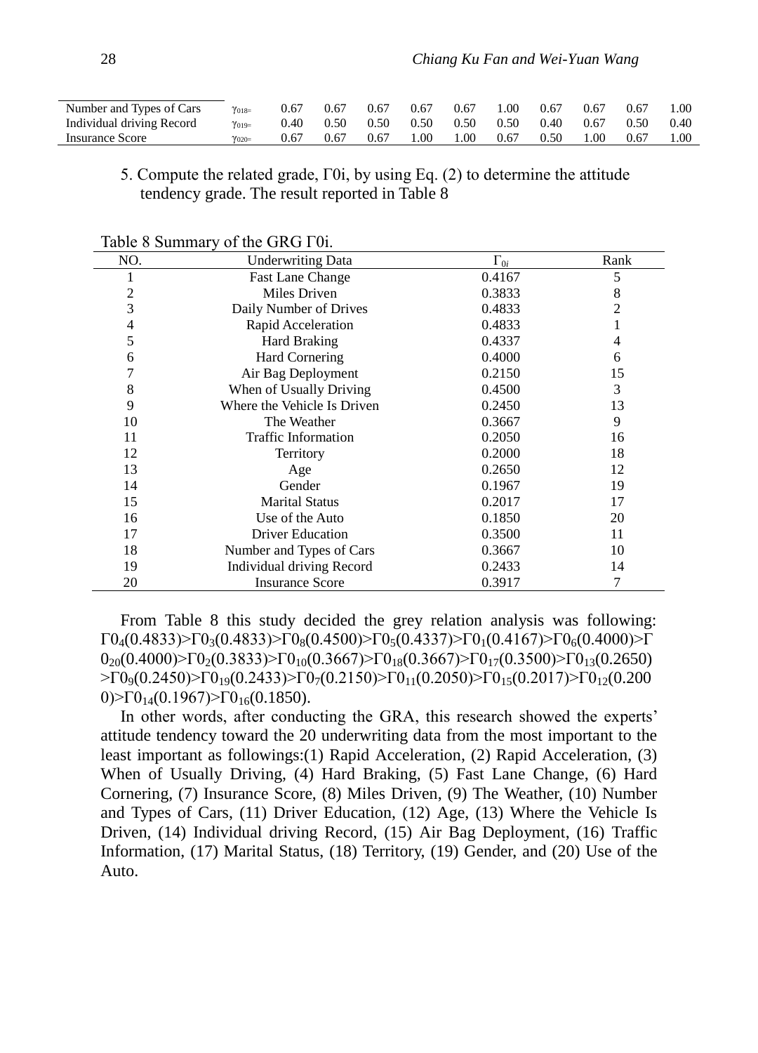| | | | | | | | | | | | |
|---|---|---|---|---|---|---|---|---|---|---|---|
| Number and Types of Cars | $\gamma_{018}=$ | 0.67 | 0.67 | 0.67 | 0.67 | 0.67 | 1.00 | 0.67 | 0.67 | 0.67 | 1.00 |
| Individual driving Record | $\gamma_{019}=$ | 0.40 | 0.50 | 0.50 | 0.50 | 0.50 | 0.50 | 0.40 | 0.67 | 0.50 | 0.40 |
| Insurance Score | $\gamma_{020}=$ | 0.67 | 0.67 | 0.67 | 1.00 | 1.00 | 0.67 | 0.50 | 1.00 | 0.67 | 1.00 |

5. Compute the related grade, Γ0i, by using Eq. (2) to determine the attitude tendency grade. The result reported in Table 8

Table 8 Summary of the GRG Γ0i.

| NO. | Underwriting Data | $\Gamma_{0i}$ | Rank |
|---|---|---|---|
| 1 | Fast Lane Change | 0.4167 | 5 |
| 2 | Miles Driven | 0.3833 | 8 |
| 3 | Daily Number of Drives | 0.4833 | 2 |
| 4 | Rapid Acceleration | 0.4833 | 1 |
| 5 | Hard Braking | 0.4337 | 4 |
| 6 | Hard Cornering | 0.4000 | 6 |
| 7 | Air Bag Deployment | 0.2150 | 15 |
| 8 | When of Usually Driving | 0.4500 | 3 |
| 9 | Where the Vehicle Is Driven | 0.2450 | 13 |
| 10 | The Weather | 0.3667 | 9 |
| 11 | Traffic Information | 0.2050 | 16 |
| 12 | Territory | 0.2000 | 18 |
| 13 | Age | 0.2650 | 12 |
| 14 | Gender | 0.1967 | 19 |
| 15 | Marital Status | 0.2017 | 17 |
| 16 | Use of the Auto | 0.1850 | 20 |
| 17 | Driver Education | 0.3500 | 11 |
| 18 | Number and Types of Cars | 0.3667 | 10 |
| 19 | Individual driving Record | 0.2433 | 14 |
| 20 | Insurance Score | 0.3917 | 7 |

From Table 8 this study decided the grey relation analysis was following: $\Gamma 0_4(0.4833)>\Gamma 0_3(0.4833)>\Gamma 0_8(0.4500)>\Gamma 0_5(0.4337)>\Gamma 0_1(0.4167)>\Gamma 0_6(0.4000)>\Gamma 0_{20}(0.4000)>\Gamma 0_2(0.3833)>\Gamma 0_{10}(0.3667)>\Gamma 0_{18}(0.3667)>\Gamma 0_{17}(0.3500)>\Gamma 0_{13}(0.2650)>\Gamma 0_9(0.2450)>\Gamma 0_{19}(0.2433)>\Gamma 0_7(0.2150)>\Gamma 0_{11}(0.2050)>\Gamma 0_{15}(0.2017)>\Gamma 0_{12}(0.2000)>\Gamma 0_{14}(0.1967)>\Gamma 0_{16}(0.1850)$.

In other words, after conducting the GRA, this research showed the experts' attitude tendency toward the 20 underwriting data from the most important to the least important as followings:(1) Rapid Acceleration, (2) Rapid Acceleration, (3) When of Usually Driving, (4) Hard Braking, (5) Fast Lane Change, (6) Hard Cornering, (7) Insurance Score, (8) Miles Driven, (9) The Weather, (10) Number and Types of Cars, (11) Driver Education, (12) Age, (13) Where the Vehicle Is Driven, (14) Individual driving Record, (15) Air Bag Deployment, (16) Traffic Information, (17) Marital Status, (18) Territory, (19) Gender, and (20) Use of the Auto.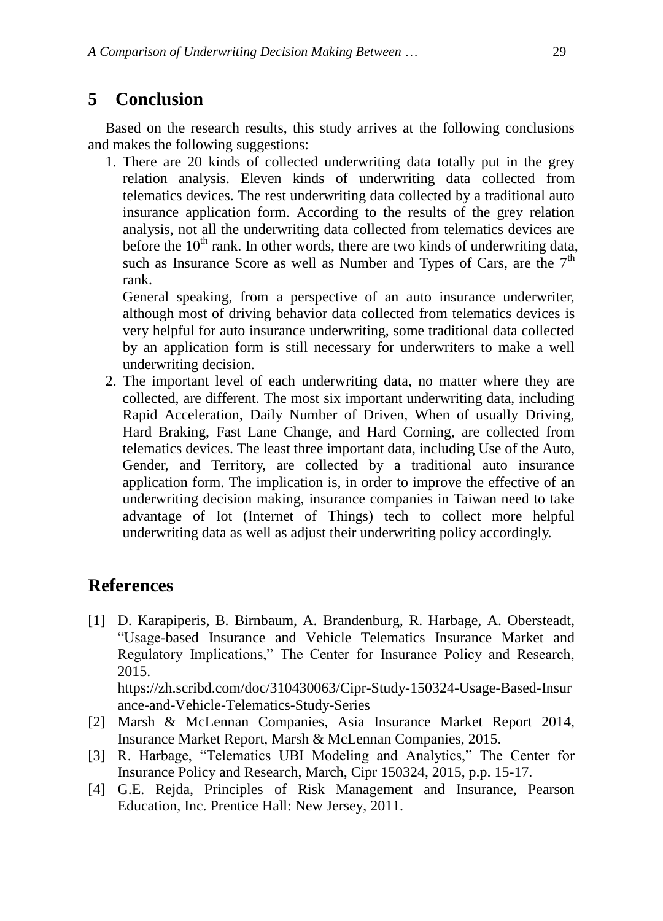## 5 Conclusion

Based on the research results, this study arrives at the following conclusions and makes the following suggestions:

1. There are 20 kinds of collected underwriting data totally put in the grey relation analysis. Eleven kinds of underwriting data collected from telematics devices. The rest underwriting data collected by a traditional auto insurance application form. According to the results of the grey relation analysis, not all the underwriting data collected from telematics devices are before the 10th rank. In other words, there are two kinds of underwriting data, such as Insurance Score as well as Number and Types of Cars, are the 7th rank.

   General speaking, from a perspective of an auto insurance underwriter, although most of driving behavior data collected from telematics devices is very helpful for auto insurance underwriting, some traditional data collected by an application form is still necessary for underwriters to make a well underwriting decision.

2. The important level of each underwriting data, no matter where they are collected, are different. The most six important underwriting data, including Rapid Acceleration, Daily Number of Driven, When of usually Driving, Hard Braking, Fast Lane Change, and Hard Corning, are collected from telematics devices. The least three important data, including Use of the Auto, Gender, and Territory, are collected by a traditional auto insurance application form. The implication is, in order to improve the effective of an underwriting decision making, insurance companies in Taiwan need to take advantage of Iot (Internet of Things) tech to collect more helpful underwriting data as well as adjust their underwriting policy accordingly.

## References

[1] D. Karapiperis, B. Birnbaum, A. Brandenburg, R. Harbage, A. Obersteadt, "Usage-based Insurance and Vehicle Telematics Insurance Market and Regulatory Implications," The Center for Insurance Policy and Research, 2015. https://zh.scribd.com/doc/310430063/Cipr-Study-150324-Usage-Based-Insurance-and-Vehicle-Telematics-Study-Series

[2] Marsh & McLennan Companies, Asia Insurance Market Report 2014, Insurance Market Report, Marsh & McLennan Companies, 2015.

[3] R. Harbage, "Telematics UBI Modeling and Analytics," The Center for Insurance Policy and Research, March, Cipr 150324, 2015, p.p. 15-17.

[4] G.E. Rejda, Principles of Risk Management and Insurance, Pearson Education, Inc. Prentice Hall: New Jersey, 2011.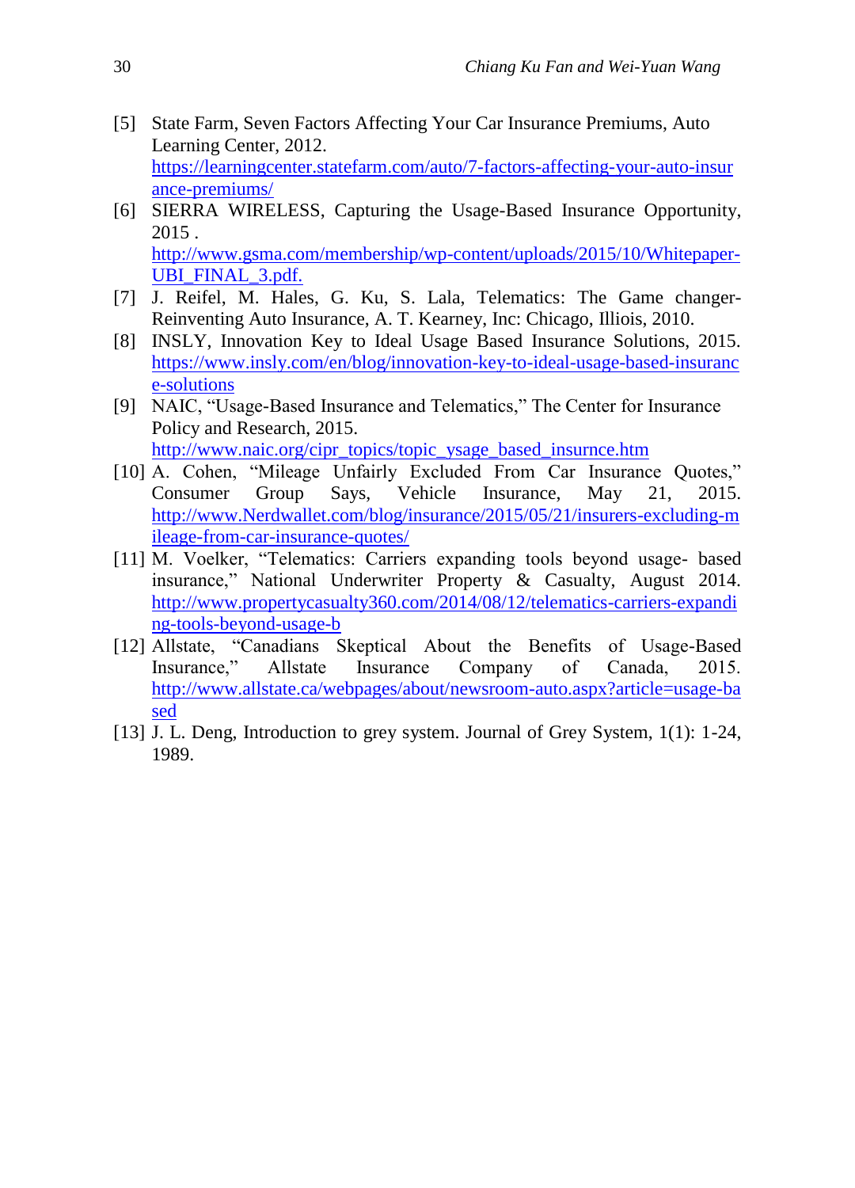[5] State Farm, Seven Factors Affecting Your Car Insurance Premiums, Auto Learning Center, 2012. https://learningcenter.statefarm.com/auto/7-factors-affecting-your-auto-insurance-premiums/

[6] SIERRA WIRELESS, Capturing the Usage-Based Insurance Opportunity, 2015 . http://www.gsma.com/membership/wp-content/uploads/2015/10/Whitepaper-UBI_FINAL_3.pdf.

[7] J. Reifel, M. Hales, G. Ku, S. Lala, Telematics: The Game changer-Reinventing Auto Insurance, A. T. Kearney, Inc: Chicago, Illiois, 2010.

[8] INSLY, Innovation Key to Ideal Usage Based Insurance Solutions, 2015. https://www.insly.com/en/blog/innovation-key-to-ideal-usage-based-insurance-solutions

[9] NAIC, "Usage-Based Insurance and Telematics," The Center for Insurance Policy and Research, 2015. http://www.naic.org/cipr_topics/topic_ysage_based_insurnce.htm

[10] A. Cohen, "Mileage Unfairly Excluded From Car Insurance Quotes," Consumer Group Says, Vehicle Insurance, May 21, 2015. http://www.Nerdwallet.com/blog/insurance/2015/05/21/insurers-excluding-mileage-from-car-insurance-quotes/

[11] M. Voelker, "Telematics: Carriers expanding tools beyond usage- based insurance," National Underwriter Property & Casualty, August 2014. http://www.propertycasualty360.com/2014/08/12/telematics-carriers-expanding-tools-beyond-usage-b

[12] Allstate, "Canadians Skeptical About the Benefits of Usage-Based Insurance," Allstate Insurance Company of Canada, 2015. http://www.allstate.ca/webpages/about/newsroom-auto.aspx?article=usage-based

[13] J. L. Deng, Introduction to grey system. Journal of Grey System, 1(1): 1-24, 1989.